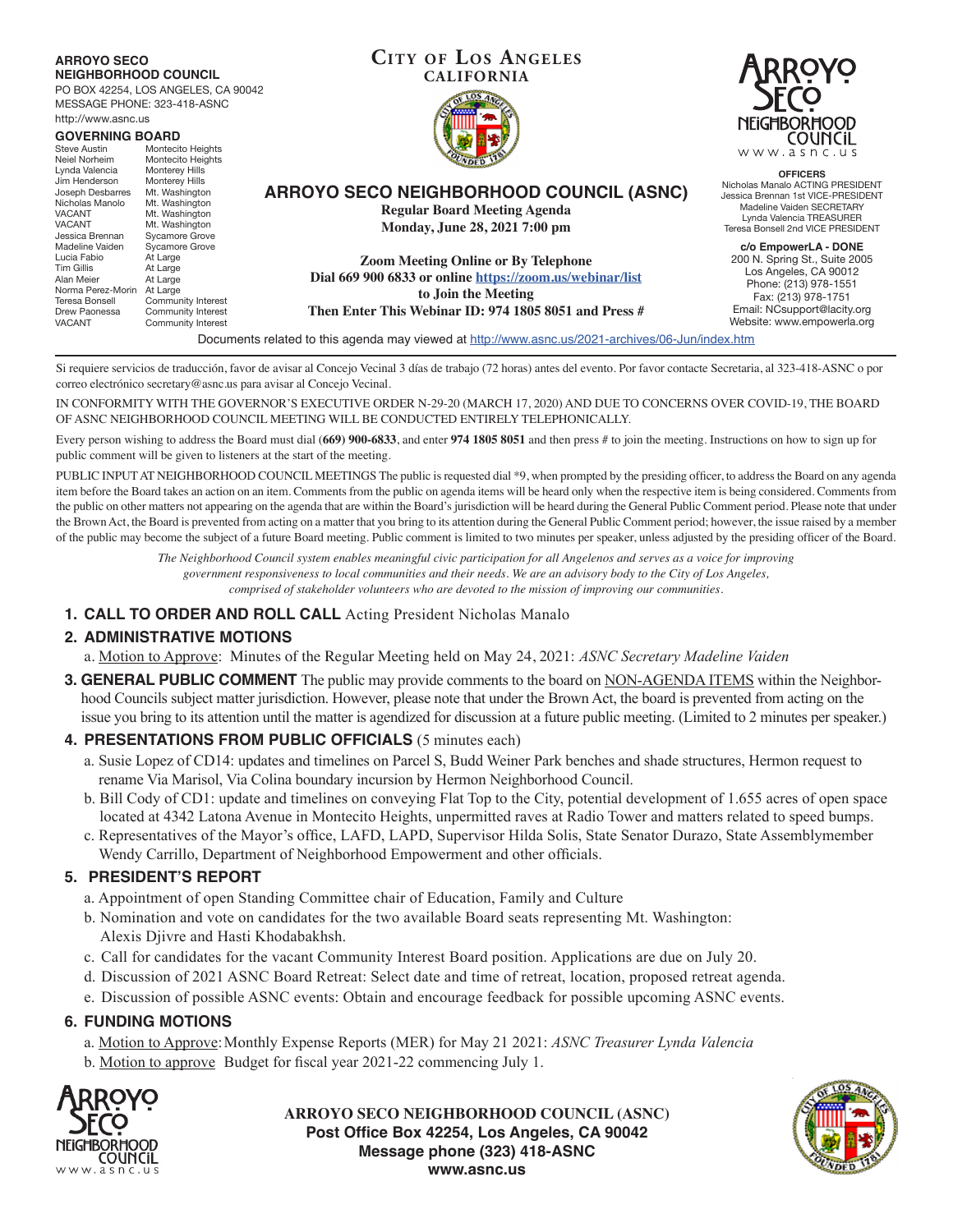**ARROYO SECO NEIGHBORHOOD COUNCIL**
PO BOX 42254, LOS ANGELES, CA 90042
MESSAGE PHONE: 323-418-ASNC
http://www.asnc.us

**GOVERNING BOARD**

| Name | Area |
|---|---|
| Steve Austin | Montecito Heights |
| Neiel Norheim | Montecito Heights |
| Lynda Valencia | Monterey Hills |
| Jim Henderson | Monterey Hills |
| Joseph Desbarres | Mt. Washington |
| Nicholas Manolo | Mt. Washington |
| VACANT | Mt. Washington |
| VACANT | Mt. Washington |
| Jessica Brennan | Sycamore Grove |
| Madeline Vaiden | Sycamore Grove |
| Lucia Fabio | At Large |
| Tim Gillis | At Large |
| Alan Meier | At Large |
| Norma Perez-Morin | At Large |
| Teresa Bonsell | Community Interest |
| Drew Paonessa | Community Interest |
| VACANT | Community Interest |

**CITY OF LOS ANGELES**
**CALIFORNIA**

# ARROYO SECO NEIGHBORHOOD COUNCIL (ASNC)

**Regular Board Meeting Agenda**
**Monday, June 28, 2021 7:00 pm**

**Zoom Meeting Online or By Telephone**
**Dial 669 900 6833 or online https://zoom.us/webinar/list**
**to Join the Meeting**
**Then Enter This Webinar ID: 974 1805 8051 and Press #**

**OFFICERS**
Nicholas Manalo ACTING PRESIDENT
Jessica Brennan 1st VICE-PRESIDENT
Madeline Vaiden SECRETARY
Lynda Valencia TREASURER
Teresa Bonsell 2nd VICE PRESIDENT

**c/o EmpowerLA - DONE**
200 N. Spring St., Suite 2005
Los Angeles, CA 90012
Phone: (213) 978-1551
Fax: (213) 978-1751
Email: NCsupport@lacity.org
Website: www.empowerla.org

Documents related to this agenda may viewed at http://www.asnc.us/2021-archives/06-Jun/index.htm

Si requiere servicios de traducción, favor de avisar al Concejo Vecinal 3 días de trabajo (72 horas) antes del evento. Por favor contacte Secretaria, al 323-418-ASNC o por correo electrónico secretary@asnc.us para avisar al Concejo Vecinal.

IN CONFORMITY WITH THE GOVERNOR'S EXECUTIVE ORDER N-29-20 (MARCH 17, 2020) AND DUE TO CONCERNS OVER COVID-19, THE BOARD OF ASNC NEIGHBORHOOD COUNCIL MEETING WILL BE CONDUCTED ENTIRELY TELEPHONICALLY.

Every person wishing to address the Board must dial (**669) 900-6833**, and enter **974 1805 8051** and then press # to join the meeting. Instructions on how to sign up for public comment will be given to listeners at the start of the meeting.

PUBLIC INPUT AT NEIGHBORHOOD COUNCIL MEETINGS The public is requested dial *9, when prompted by the presiding officer, to address the Board on any agenda item before the Board takes an action on an item. Comments from the public on agenda items will be heard only when the respective item is being considered. Comments from the public on other matters not appearing on the agenda that are within the Board's jurisdiction will be heard during the General Public Comment period. Please note that under the Brown Act, the Board is prevented from acting on a matter that you bring to its attention during the General Public Comment period; however, the issue raised by a member of the public may become the subject of a future Board meeting. Public comment is limited to two minutes per speaker, unless adjusted by the presiding officer of the Board.

*The Neighborhood Council system enables meaningful civic participation for all Angelenos and serves as a voice for improving government responsiveness to local communities and their needs. We are an advisory body to the City of Los Angeles, comprised of stakeholder volunteers who are devoted to the mission of improving our communities.*

## 1. CALL TO ORDER AND ROLL CALL
Acting President Nicholas Manalo

## 2. ADMINISTRATIVE MOTIONS

a. Motion to Approve: Minutes of the Regular Meeting held on May 24, 2021: *ASNC Secretary Madeline Vaiden*

## 3. GENERAL PUBLIC COMMENT
The public may provide comments to the board on NON-AGENDA ITEMS within the Neighborhood Councils subject matter jurisdiction. However, please note that under the Brown Act, the board is prevented from acting on the issue you bring to its attention until the matter is agendized for discussion at a future public meeting. (Limited to 2 minutes per speaker.)

## 4. PRESENTATIONS FROM PUBLIC OFFICIALS (5 minutes each)

a. Susie Lopez of CD14: updates and timelines on Parcel S, Budd Weiner Park benches and shade structures, Hermon request to rename Via Marisol, Via Colina boundary incursion by Hermon Neighborhood Council.

b. Bill Cody of CD1: update and timelines on conveying Flat Top to the City, potential development of 1.655 acres of open space located at 4342 Latona Avenue in Montecito Heights, unpermitted raves at Radio Tower and matters related to speed bumps.

c. Representatives of the Mayor's office, LAFD, LAPD, Supervisor Hilda Solis, State Senator Durazo, State Assemblymember Wendy Carrillo, Department of Neighborhood Empowerment and other officials.

## 5. PRESIDENT'S REPORT

a. Appointment of open Standing Committee chair of Education, Family and Culture

b. Nomination and vote on candidates for the two available Board seats representing Mt. Washington: Alexis Djivre and Hasti Khodabakhsh.

c. Call for candidates for the vacant Community Interest Board position. Applications are due on July 20.

d. Discussion of 2021 ASNC Board Retreat: Select date and time of retreat, location, proposed retreat agenda.

e. Discussion of possible ASNC events: Obtain and encourage feedback for possible upcoming ASNC events.

## 6. FUNDING MOTIONS

a. Motion to Approve: Monthly Expense Reports (MER) for May 21 2021: *ASNC Treasurer Lynda Valencia*

b. Motion to approve Budget for fiscal year 2021-22 commencing July 1.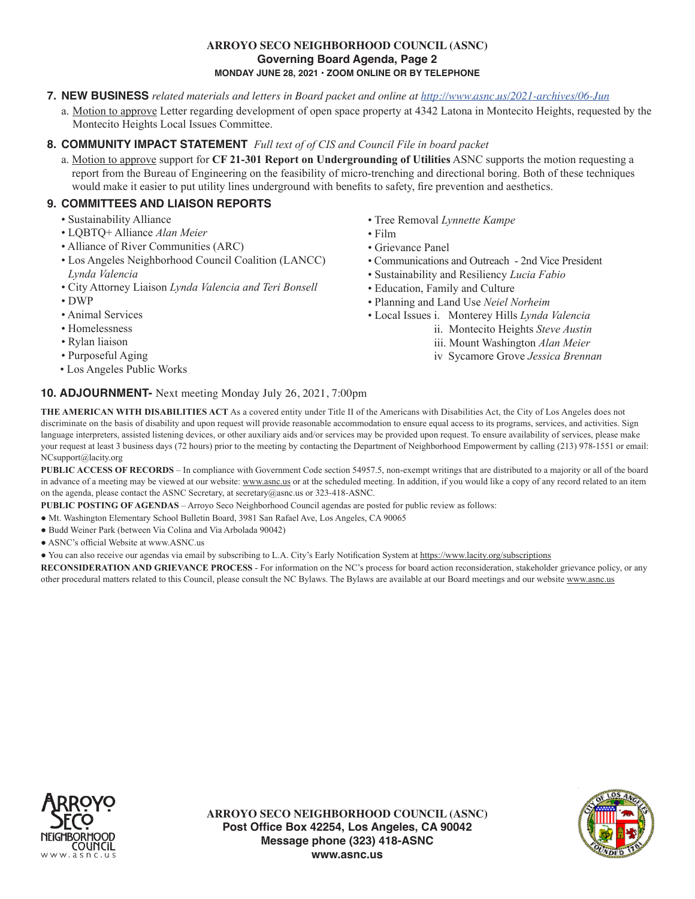**ARROYO SECO NEIGHBORHOOD COUNCIL (ASNC)**
**Governing Board Agenda, Page 2**
**MONDAY JUNE 28, 2021 • ZOOM ONLINE OR BY TELEPHONE**

## 7. NEW BUSINESS *related materials and letters in Board packet and online at http://www.asnc.us/2021-archives/06-Jun*

a. Motion to approve Letter regarding development of open space property at 4342 Latona in Montecito Heights, requested by the Montecito Heights Local Issues Committee.

## 8. COMMUNITY IMPACT STATEMENT *Full text of of CIS and Council File in board packet*

a. Motion to approve support for **CF 21-301 Report on Undergrounding of Utilities** ASNC supports the motion requesting a report from the Bureau of Engineering on the feasibility of micro-trenching and directional boring. Both of these techniques would make it easier to put utility lines underground with benefits to safety, fire prevention and aesthetics.

## 9. COMMITTEES AND LIAISON REPORTS

- Sustainability Alliance
- LQBTQ+ Alliance *Alan Meier*
- Alliance of River Communities (ARC)
- Los Angeles Neighborhood Council Coalition (LANCC) *Lynda Valencia*
- City Attorney Liaison *Lynda Valencia and Teri Bonsell*
- DWP
- Animal Services
- Homelessness
- Rylan liaison
- Purposeful Aging
- Los Angeles Public Works
- Tree Removal *Lynnette Kampe*
- Film
- Grievance Panel
- Communications and Outreach - 2nd Vice President
- Sustainability and Resiliency *Lucia Fabio*
- Education, Family and Culture
- Planning and Land Use *Neiel Norheim*
- Local Issues i. Monterey Hills *Lynda Valencia*
  - ii. Montecito Heights *Steve Austin*
  - iii. Mount Washington *Alan Meier*
  - iv Sycamore Grove *Jessica Brennan*

## 10. ADJOURNMENT- Next meeting Monday July 26, 2021, 7:00pm

**THE AMERICAN WITH DISABILITIES ACT** As a covered entity under Title II of the Americans with Disabilities Act, the City of Los Angeles does not discriminate on the basis of disability and upon request will provide reasonable accommodation to ensure equal access to its programs, services, and activities. Sign language interpreters, assisted listening devices, or other auxiliary aids and/or services may be provided upon request. To ensure availability of services, please make your request at least 3 business days (72 hours) prior to the meeting by contacting the Department of Neighborhood Empowerment by calling (213) 978-1551 or email: NCsupport@lacity.org

**PUBLIC ACCESS OF RECORDS** – In compliance with Government Code section 54957.5, non-exempt writings that are distributed to a majority or all of the board in advance of a meeting may be viewed at our website: www.asnc.us or at the scheduled meeting. In addition, if you would like a copy of any record related to an item on the agenda, please contact the ASNC Secretary, at secretary@asnc.us or 323-418-ASNC.

**PUBLIC POSTING OF AGENDAS** – Arroyo Seco Neighborhood Council agendas are posted for public review as follows:

- Mt. Washington Elementary School Bulletin Board, 3981 San Rafael Ave, Los Angeles, CA 90065
- Budd Weiner Park (between Via Colina and Via Arbolada 90042)
- ASNC's official Website at www.ASNC.us
- You can also receive our agendas via email by subscribing to L.A. City's Early Notification System at https://www.lacity.org/subscriptions

**RECONSIDERATION AND GRIEVANCE PROCESS** - For information on the NC's process for board action reconsideration, stakeholder grievance policy, or any other procedural matters related to this Council, please consult the NC Bylaws. The Bylaws are available at our Board meetings and our website www.asnc.us

ARROYO SECO NEIGHBORHOOD COUNCIL
www.asnc.us

**ARROYO SECO NEIGHBORHOOD COUNCIL (ASNC)**
**Post Office Box 42254, Los Angeles, CA 90042**
**Message phone (323) 418-ASNC**
**www.asnc.us**

CITY OF LOS ANGELES FOUNDED 1781